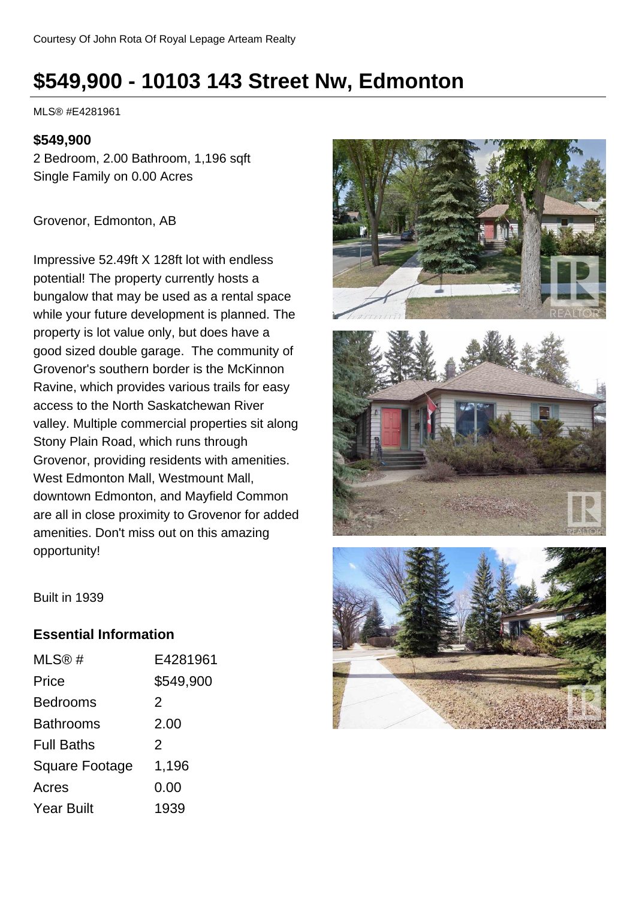Courtesy Of John Rota Of Royal Lepage Arteam Realty

# $549,900 - 10103 143 Street Nw, Edmonton

MLS® #E4281961

**$549,900**

2 Bedroom, 2.00 Bathroom, 1,196 sqft

Single Family on 0.00 Acres

Grovenor, Edmonton, AB

Impressive 52.49ft X 128ft lot with endless potential! The property currently hosts a bungalow that may be used as a rental space while your future development is planned. The property is lot value only, but does have a good sized double garage. The community of Grovenor's southern border is the McKinnon Ravine, which provides various trails for easy access to the North Saskatchewan River valley. Multiple commercial properties sit along Stony Plain Road, which runs through Grovenor, providing residents with amenities. West Edmonton Mall, Westmount Mall, downtown Edmonton, and Mayfield Common are all in close proximity to Grovenor for added amenities. Don't miss out on this amazing opportunity!

Built in 1939

## Essential Information

| | |
|---|---|
| MLS® # | E4281961 |
| Price | $549,900 |
| Bedrooms | 2 |
| Bathrooms | 2.00 |
| Full Baths | 2 |
| Square Footage | 1,196 |
| Acres | 0.00 |
| Year Built | 1939 |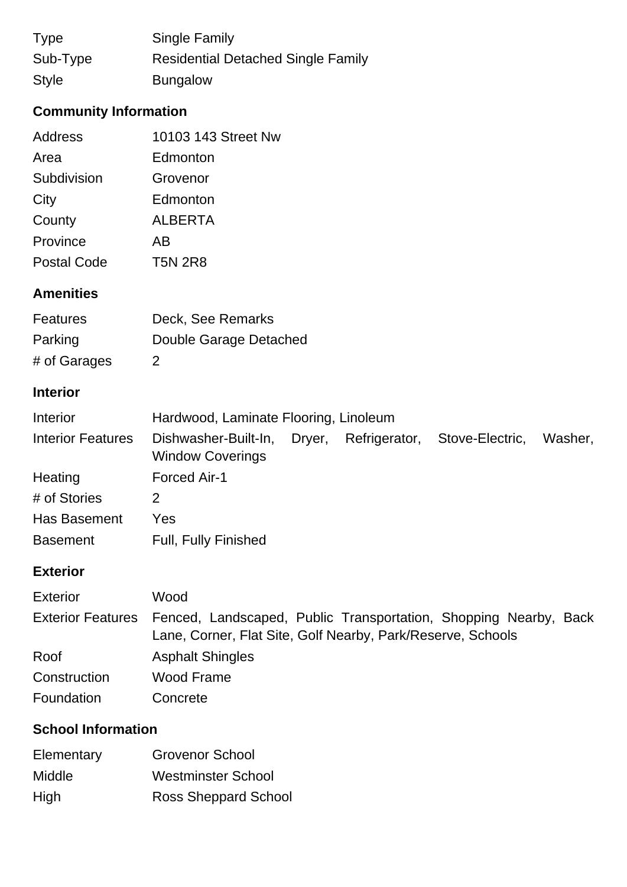| | |
|---|---|
| Type | Single Family |
| Sub-Type | Residential Detached Single Family |
| Style | Bungalow |

## Community Information

| | |
|---|---|
| Address | 10103 143 Street Nw |
| Area | Edmonton |
| Subdivision | Grovenor |
| City | Edmonton |
| County | ALBERTA |
| Province | AB |
| Postal Code | T5N 2R8 |

## Amenities

| | |
|---|---|
| Features | Deck, See Remarks |
| Parking | Double Garage Detached |
| # of Garages | 2 |

## Interior

| | |
|---|---|
| Interior | Hardwood, Laminate Flooring, Linoleum |
| Interior Features | Dishwasher-Built-In, Dryer, Refrigerator, Stove-Electric, Washer, Window Coverings |
| Heating | Forced Air-1 |
| # of Stories | 2 |
| Has Basement | Yes |
| Basement | Full, Fully Finished |

## Exterior

| | |
|---|---|
| Exterior | Wood |
| Exterior Features | Fenced, Landscaped, Public Transportation, Shopping Nearby, Back Lane, Corner, Flat Site, Golf Nearby, Park/Reserve, Schools |
| Roof | Asphalt Shingles |
| Construction | Wood Frame |
| Foundation | Concrete |

## School Information

| | |
|---|---|
| Elementary | Grovenor School |
| Middle | Westminster School |
| High | Ross Sheppard School |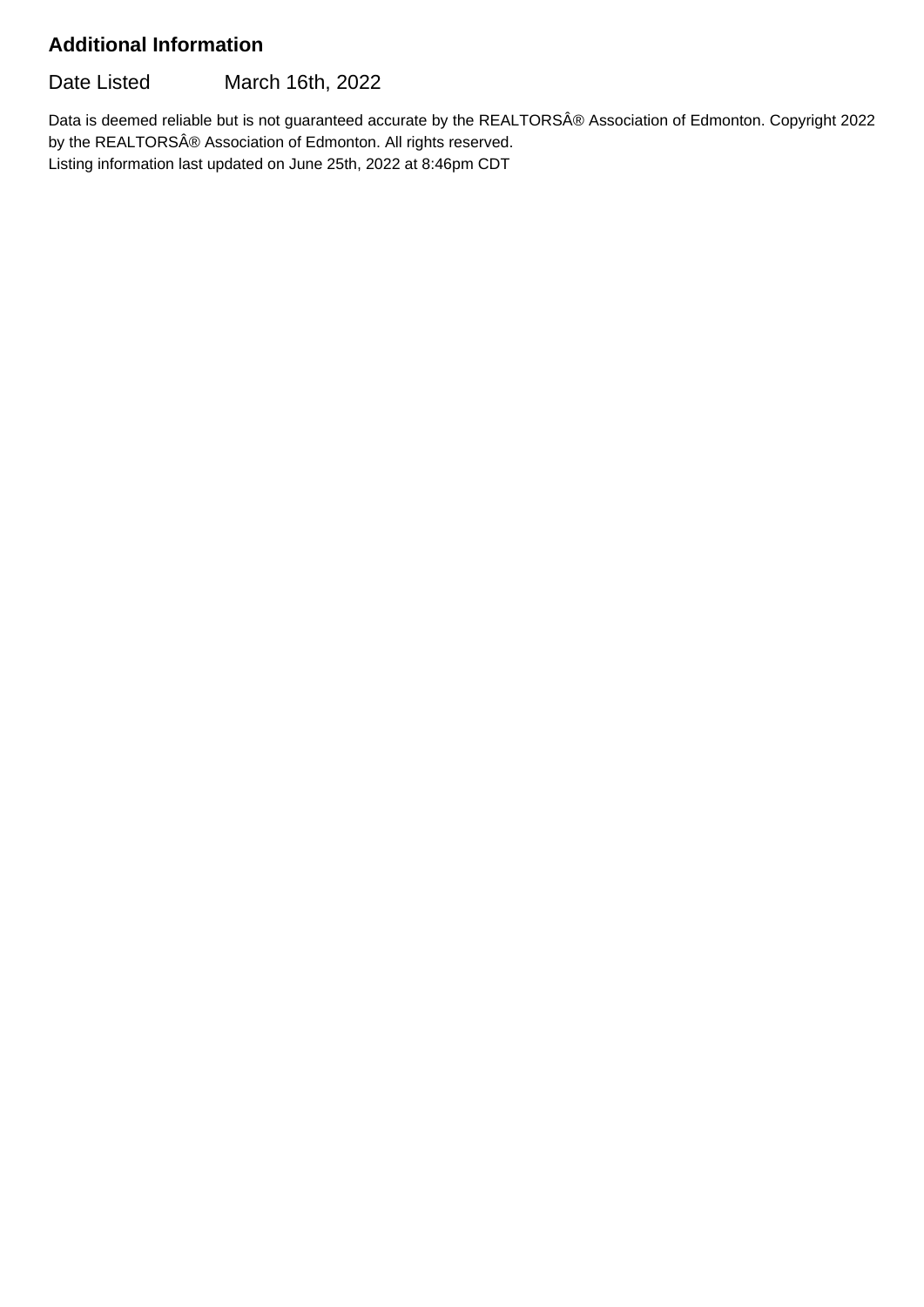## Additional Information

| | |
|---|---|
| Date Listed | March 16th, 2022 |

Data is deemed reliable but is not guaranteed accurate by the REALTORSÂ® Association of Edmonton. Copyright 2022 by the REALTORSÂ® Association of Edmonton. All rights reserved.
Listing information last updated on June 25th, 2022 at 8:46pm CDT